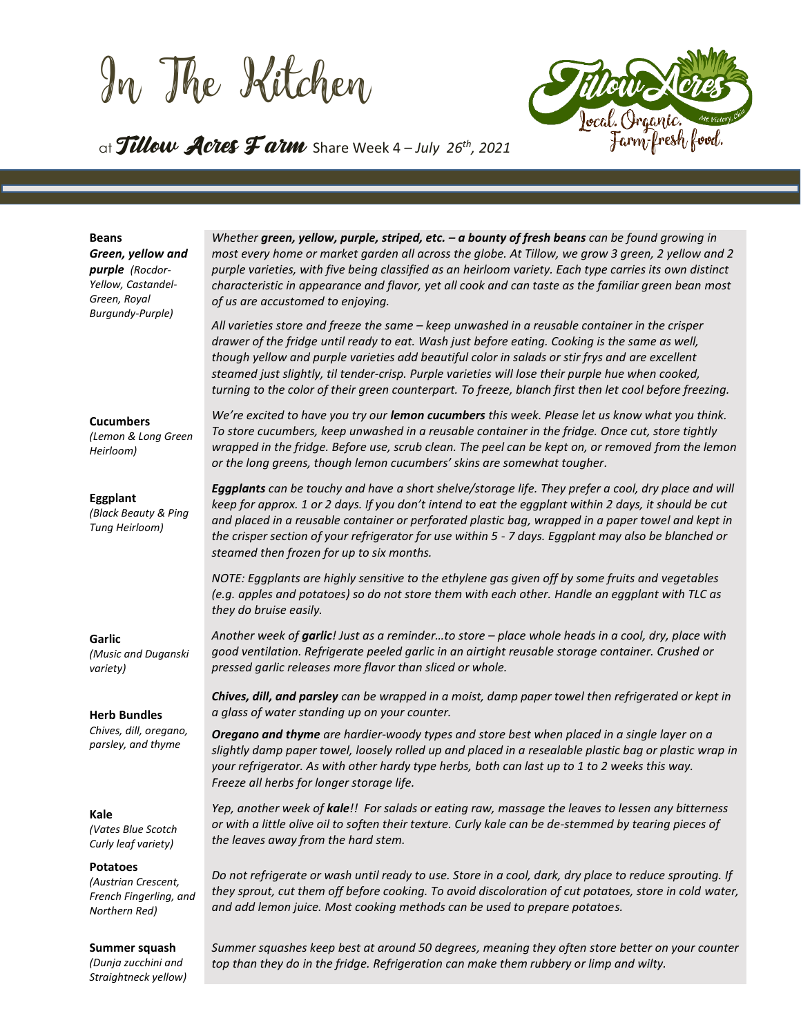# In The Kitchen

at **Tillow Acres Farm** Share Week 4 – *July 26th, 2021*

Tillow Acres — Local. Organic. Farm-fresh food. Mt. Victory, Ohio

**Beans**
***Green, yellow and purple*** *(Rocdor-Yellow, Castandel-Green, Royal Burgundy-Purple)*

*Whether **green, yellow, purple, striped, etc. – a bounty of fresh beans** can be found growing in most every home or market garden all across the globe. At Tillow, we grow 3 green, 2 yellow and 2 purple varieties, with five being classified as an heirloom variety. Each type carries its own distinct characteristic in appearance and flavor, yet all cook and can taste as the familiar green bean most of us are accustomed to enjoying.*

*All varieties store and freeze the same – keep unwashed in a reusable container in the crisper drawer of the fridge until ready to eat. Wash just before eating. Cooking is the same as well, though yellow and purple varieties add beautiful color in salads or stir frys and are excellent steamed just slightly, til tender-crisp. Purple varieties will lose their purple hue when cooked, turning to the color of their green counterpart. To freeze, blanch first then let cool before freezing.*

**Cucumbers**
*(Lemon & Long Green Heirloom)*

*We're excited to have you try our **lemon cucumbers** this week. Please let us know what you think. To store cucumbers, keep unwashed in a reusable container in the fridge. Once cut, store tightly wrapped in the fridge. Before use, scrub clean. The peel can be kept on, or removed from the lemon or the long greens, though lemon cucumbers' skins are somewhat tougher.*

**Eggplant**
*(Black Beauty & Ping Tung Heirloom)*

***Eggplants** can be touchy and have a short shelve/storage life. They prefer a cool, dry place and will keep for approx. 1 or 2 days. If you don't intend to eat the eggplant within 2 days, it should be cut and placed in a reusable container or perforated plastic bag, wrapped in a paper towel and kept in the crisper section of your refrigerator for use within 5 - 7 days. Eggplant may also be blanched or steamed then frozen for up to six months.*

*NOTE: Eggplants are highly sensitive to the ethylene gas given off by some fruits and vegetables (e.g. apples and potatoes) so do not store them with each other. Handle an eggplant with TLC as they do bruise easily.*

**Garlic**
*(Music and Duganski variety)*

*Another week of **garlic**! Just as a reminder…to store – place whole heads in a cool, dry, place with good ventilation. Refrigerate peeled garlic in an airtight reusable storage container. Crushed or pressed garlic releases more flavor than sliced or whole.*

**Herb Bundles**
Chives, dill, oregano, parsley, and thyme

***Chives, dill, and parsley** can be wrapped in a moist, damp paper towel then refrigerated or kept in a glass of water standing up on your counter.*

***Oregano and thyme** are hardier-woody types and store best when placed in a single layer on a slightly damp paper towel, loosely rolled up and placed in a resealable plastic bag or plastic wrap in your refrigerator. As with other hardy type herbs, both can last up to 1 to 2 weeks this way. Freeze all herbs for longer storage life.*

**Kale**
*(Vates Blue Scotch Curly leaf variety)*

*Yep, another week of **kale**!! For salads or eating raw, massage the leaves to lessen any bitterness or with a little olive oil to soften their texture. Curly kale can be de-stemmed by tearing pieces of the leaves away from the hard stem.*

**Potatoes**
*(Austrian Crescent, French Fingerling, and Northern Red)*

*Do not refrigerate or wash until ready to use. Store in a cool, dark, dry place to reduce sprouting. If they sprout, cut them off before cooking. To avoid discoloration of cut potatoes, store in cold water, and add lemon juice. Most cooking methods can be used to prepare potatoes.*

**Summer squash**
*(Dunja zucchini and Straightneck yellow)*

*Summer squashes keep best at around 50 degrees, meaning they often store better on your counter top than they do in the fridge. Refrigeration can make them rubbery or limp and wilty.*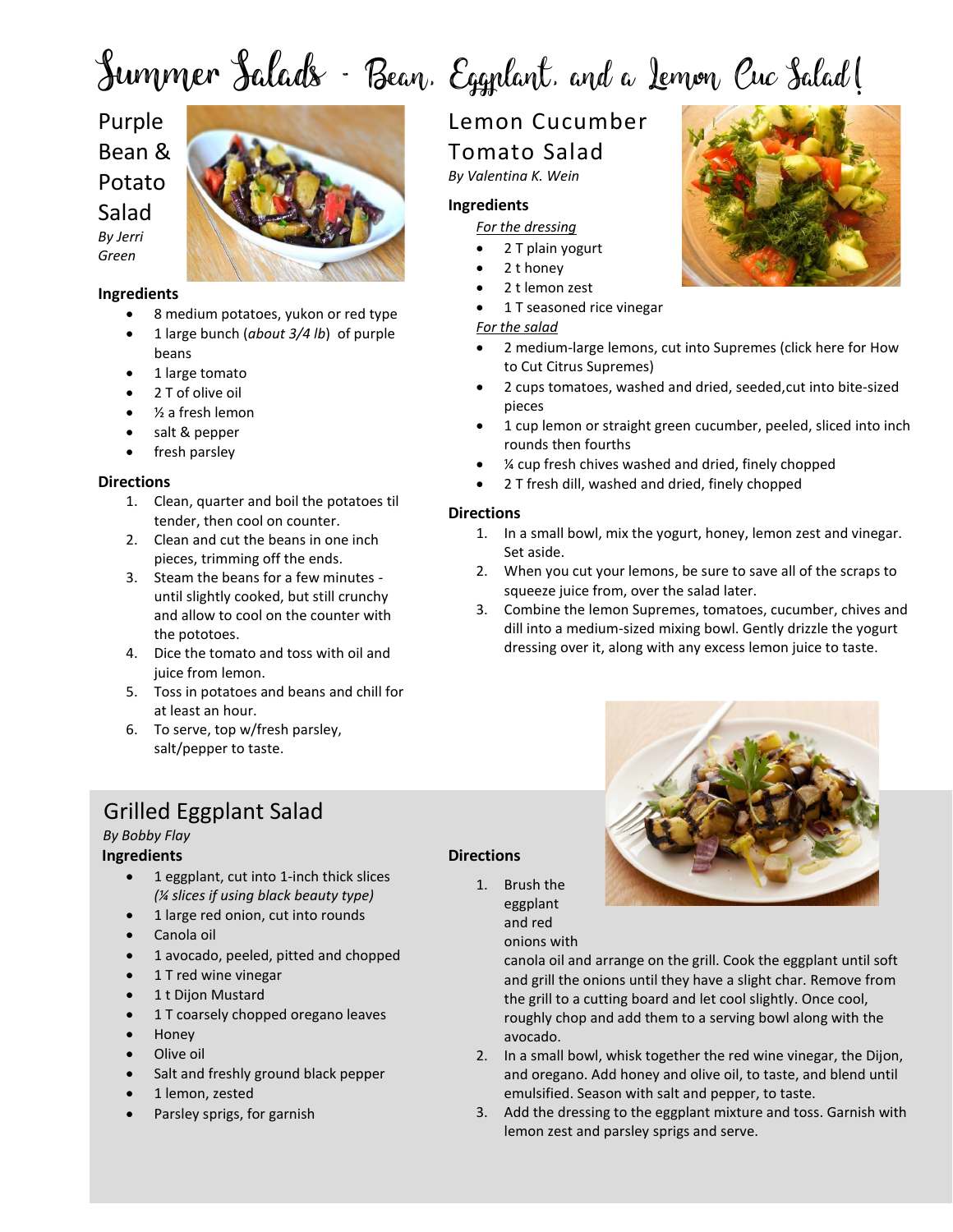# Summer Salads - Bean, Eggplant, and a Lemon Cuc Salad!

## Purple Bean & Potato Salad

*By Jerri Green*

### Ingredients

- 8 medium potatoes, yukon or red type
- 1 large bunch (*about 3/4 lb*) of purple beans
- 1 large tomato
- 2 T of olive oil
- ½ a fresh lemon
- salt & pepper
- fresh parsley

### Directions

1. Clean, quarter and boil the potatoes til tender, then cool on counter.
2. Clean and cut the beans in one inch pieces, trimming off the ends.
3. Steam the beans for a few minutes - until slightly cooked, but still crunchy and allow to cool on the counter with the pototoes.
4. Dice the tomato and toss with oil and juice from lemon.
5. Toss in potatoes and beans and chill for at least an hour.
6. To serve, top w/fresh parsley, salt/pepper to taste.

## Lemon Cucumber Tomato Salad

*By Valentina K. Wein*

### Ingredients

*For the dressing*

- 2 T plain yogurt
- 2 t honey
- 2 t lemon zest
- 1 T seasoned rice vinegar

*For the salad*

- 2 medium-large lemons, cut into Supremes (click here for How to Cut Citrus Supremes)
- 2 cups tomatoes, washed and dried, seeded,cut into bite-sized pieces
- 1 cup lemon or straight green cucumber, peeled, sliced into inch rounds then fourths
- ¼ cup fresh chives washed and dried, finely chopped
- 2 T fresh dill, washed and dried, finely chopped

### Directions

1. In a small bowl, mix the yogurt, honey, lemon zest and vinegar. Set aside.
2. When you cut your lemons, be sure to save all of the scraps to squeeze juice from, over the salad later.
3. Combine the lemon Supremes, tomatoes, cucumber, chives and dill into a medium-sized mixing bowl. Gently drizzle the yogurt dressing over it, along with any excess lemon juice to taste.

## Grilled Eggplant Salad

*By Bobby Flay*

### Ingredients

- 1 eggplant, cut into 1-inch thick slices *(¼ slices if using black beauty type)*
- 1 large red onion, cut into rounds
- Canola oil
- 1 avocado, peeled, pitted and chopped
- 1 T red wine vinegar
- 1 t Dijon Mustard
- 1 T coarsely chopped oregano leaves
- Honey
- Olive oil
- Salt and freshly ground black pepper
- 1 lemon, zested
- Parsley sprigs, for garnish

### Directions

1. Brush the eggplant and red onions with canola oil and arrange on the grill. Cook the eggplant until soft and grill the onions until they have a slight char. Remove from the grill to a cutting board and let cool slightly. Once cool, roughly chop and add them to a serving bowl along with the avocado.
2. In a small bowl, whisk together the red wine vinegar, the Dijon, and oregano. Add honey and olive oil, to taste, and blend until emulsified. Season with salt and pepper, to taste.
3. Add the dressing to the eggplant mixture and toss. Garnish with lemon zest and parsley sprigs and serve.